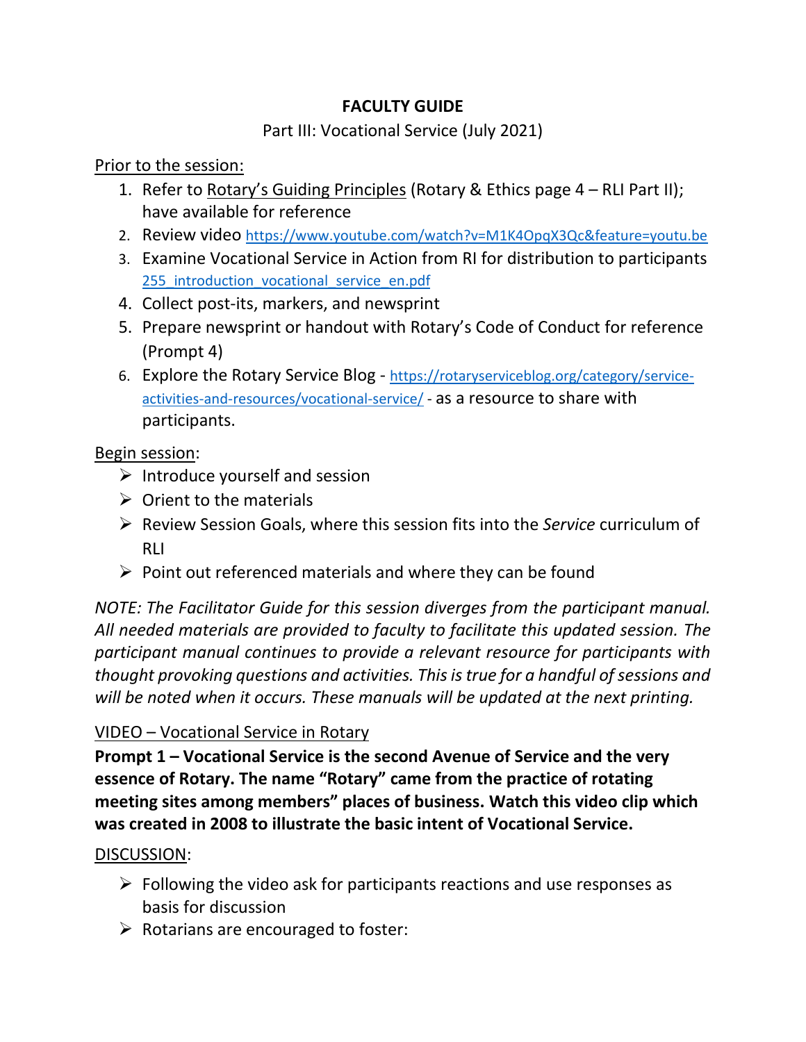# FACULTY GUIDE

Part III: Vocational Service (July 2021)

Prior to the session:

1. Refer to Rotary's Guiding Principles (Rotary & Ethics page 4 – RLI Part II); have available for reference
2. Review video https://www.youtube.com/watch?v=M1K4OpqX3Qc&feature=youtu.be
3. Examine Vocational Service in Action from RI for distribution to participants 255_introduction_vocational_service_en.pdf
4. Collect post-its, markers, and newsprint
5. Prepare newsprint or handout with Rotary's Code of Conduct for reference (Prompt 4)
6. Explore the Rotary Service Blog - https://rotaryserviceblog.org/category/service-activities-and-resources/vocational-service/ - as a resource to share with participants.

Begin session:

- Introduce yourself and session
- Orient to the materials
- Review Session Goals, where this session fits into the *Service* curriculum of RLI
- Point out referenced materials and where they can be found

*NOTE: The Facilitator Guide for this session diverges from the participant manual. All needed materials are provided to faculty to facilitate this updated session. The participant manual continues to provide a relevant resource for participants with thought provoking questions and activities. This is true for a handful of sessions and will be noted when it occurs. These manuals will be updated at the next printing.*

VIDEO – Vocational Service in Rotary

**Prompt 1 – Vocational Service is the second Avenue of Service and the very essence of Rotary. The name "Rotary" came from the practice of rotating meeting sites among members" places of business. Watch this video clip which was created in 2008 to illustrate the basic intent of Vocational Service.**

DISCUSSION:

- Following the video ask for participants reactions and use responses as basis for discussion
- Rotarians are encouraged to foster: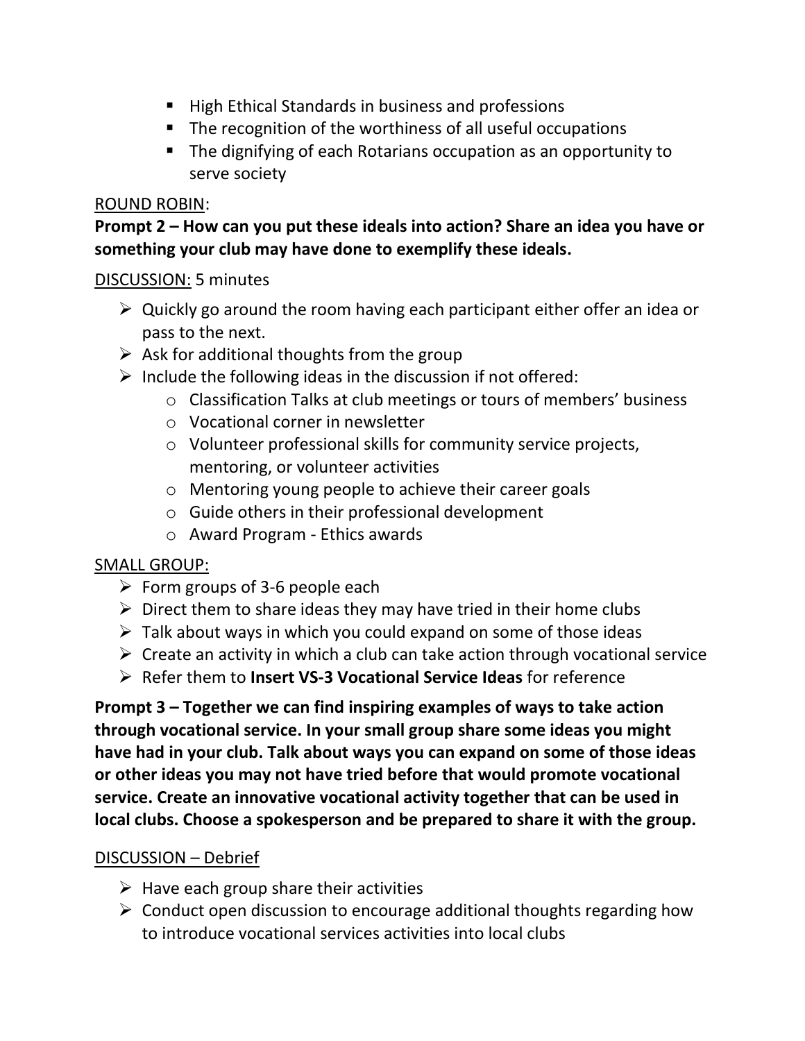- High Ethical Standards in business and professions
- The recognition of the worthiness of all useful occupations
- The dignifying of each Rotarians occupation as an opportunity to serve society

ROUND ROBIN:

**Prompt 2 – How can you put these ideals into action? Share an idea you have or something your club may have done to exemplify these ideals.**

DISCUSSION: 5 minutes

- Quickly go around the room having each participant either offer an idea or pass to the next.
- Ask for additional thoughts from the group
- Include the following ideas in the discussion if not offered:
  - Classification Talks at club meetings or tours of members' business
  - Vocational corner in newsletter
  - Volunteer professional skills for community service projects, mentoring, or volunteer activities
  - Mentoring young people to achieve their career goals
  - Guide others in their professional development
  - Award Program - Ethics awards

SMALL GROUP:

- Form groups of 3-6 people each
- Direct them to share ideas they may have tried in their home clubs
- Talk about ways in which you could expand on some of those ideas
- Create an activity in which a club can take action through vocational service
- Refer them to **Insert VS-3 Vocational Service Ideas** for reference

**Prompt 3 – Together we can find inspiring examples of ways to take action through vocational service. In your small group share some ideas you might have had in your club. Talk about ways you can expand on some of those ideas or other ideas you may not have tried before that would promote vocational service. Create an innovative vocational activity together that can be used in local clubs. Choose a spokesperson and be prepared to share it with the group.**

DISCUSSION – Debrief

- Have each group share their activities
- Conduct open discussion to encourage additional thoughts regarding how to introduce vocational services activities into local clubs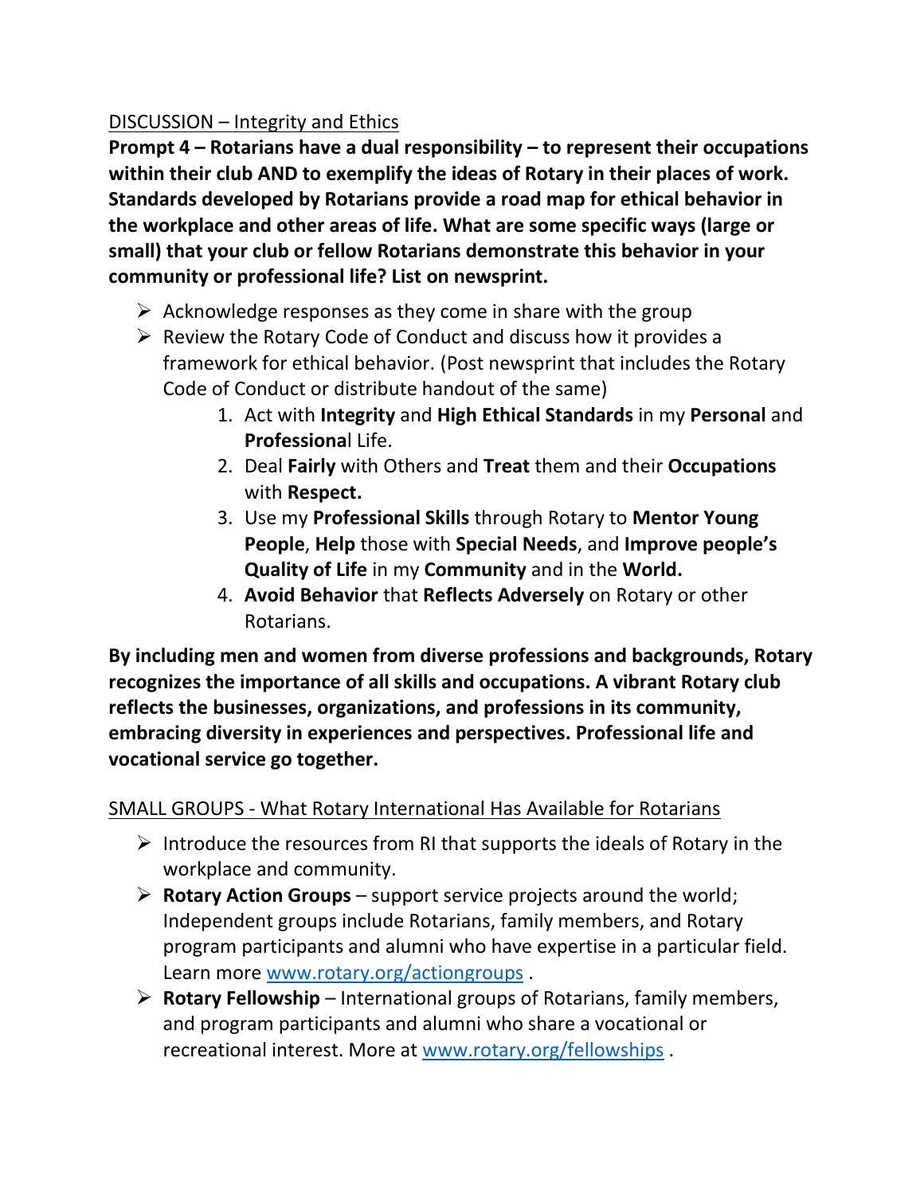DISCUSSION – Integrity and Ethics

**Prompt 4 – Rotarians have a dual responsibility – to represent their occupations within their club AND to exemplify the ideas of Rotary in their places of work. Standards developed by Rotarians provide a road map for ethical behavior in the workplace and other areas of life. What are some specific ways (large or small) that your club or fellow Rotarians demonstrate this behavior in your community or professional life? List on newsprint.**

- Acknowledge responses as they come in share with the group
- Review the Rotary Code of Conduct and discuss how it provides a framework for ethical behavior. (Post newsprint that includes the Rotary Code of Conduct or distribute handout of the same)
  1. Act with **Integrity** and **High Ethical Standards** in my **Personal** and **Professiona**l Life.
  2. Deal **Fairly** with Others and **Treat** them and their **Occupations** with **Respect.**
  3. Use my **Professional Skills** through Rotary to **Mentor Young People**, **Help** those with **Special Needs**, and **Improve people's Quality of Life** in my **Community** and in the **World.**
  4. **Avoid Behavior** that **Reflects Adversely** on Rotary or other Rotarians.

**By including men and women from diverse professions and backgrounds, Rotary recognizes the importance of all skills and occupations. A vibrant Rotary club reflects the businesses, organizations, and professions in its community, embracing diversity in experiences and perspectives. Professional life and vocational service go together.**

SMALL GROUPS - What Rotary International Has Available for Rotarians

- Introduce the resources from RI that supports the ideals of Rotary in the workplace and community.
- **Rotary Action Groups** – support service projects around the world; Independent groups include Rotarians, family members, and Rotary program participants and alumni who have expertise in a particular field. Learn more www.rotary.org/actiongroups .
- **Rotary Fellowship** – International groups of Rotarians, family members, and program participants and alumni who share a vocational or recreational interest. More at www.rotary.org/fellowships .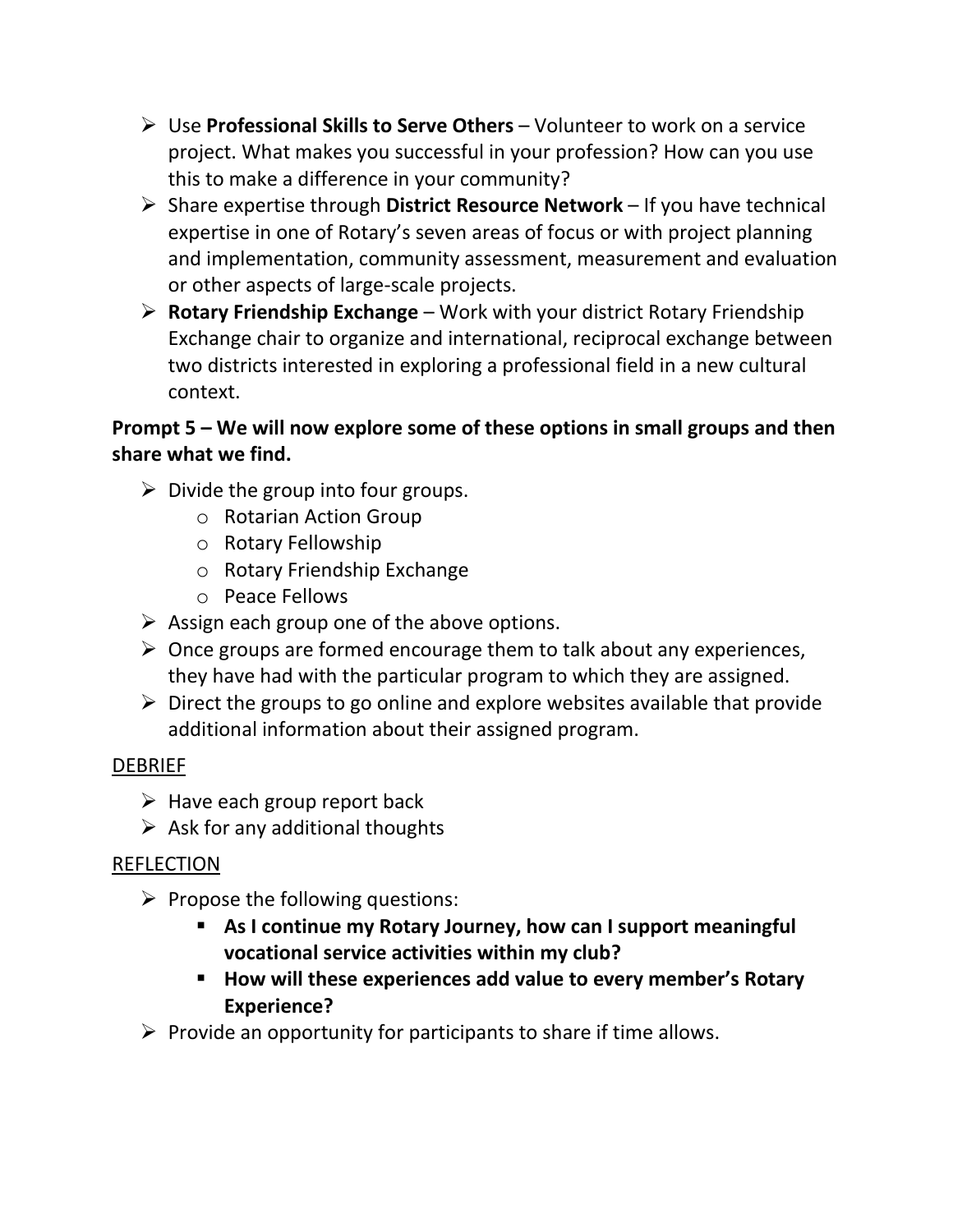- Use **Professional Skills to Serve Others** – Volunteer to work on a service project. What makes you successful in your profession? How can you use this to make a difference in your community?
- Share expertise through **District Resource Network** – If you have technical expertise in one of Rotary's seven areas of focus or with project planning and implementation, community assessment, measurement and evaluation or other aspects of large-scale projects.
- **Rotary Friendship Exchange** – Work with your district Rotary Friendship Exchange chair to organize and international, reciprocal exchange between two districts interested in exploring a professional field in a new cultural context.

**Prompt 5 – We will now explore some of these options in small groups and then share what we find.**

- Divide the group into four groups.
  - Rotarian Action Group
  - Rotary Fellowship
  - Rotary Friendship Exchange
  - Peace Fellows
- Assign each group one of the above options.
- Once groups are formed encourage them to talk about any experiences, they have had with the particular program to which they are assigned.
- Direct the groups to go online and explore websites available that provide additional information about their assigned program.

<u>DEBRIEF</u>

- Have each group report back
- Ask for any additional thoughts

<u>REFLECTION</u>

- Propose the following questions:
  - **As I continue my Rotary Journey, how can I support meaningful vocational service activities within my club?**
  - **How will these experiences add value to every member's Rotary Experience?**
- Provide an opportunity for participants to share if time allows.